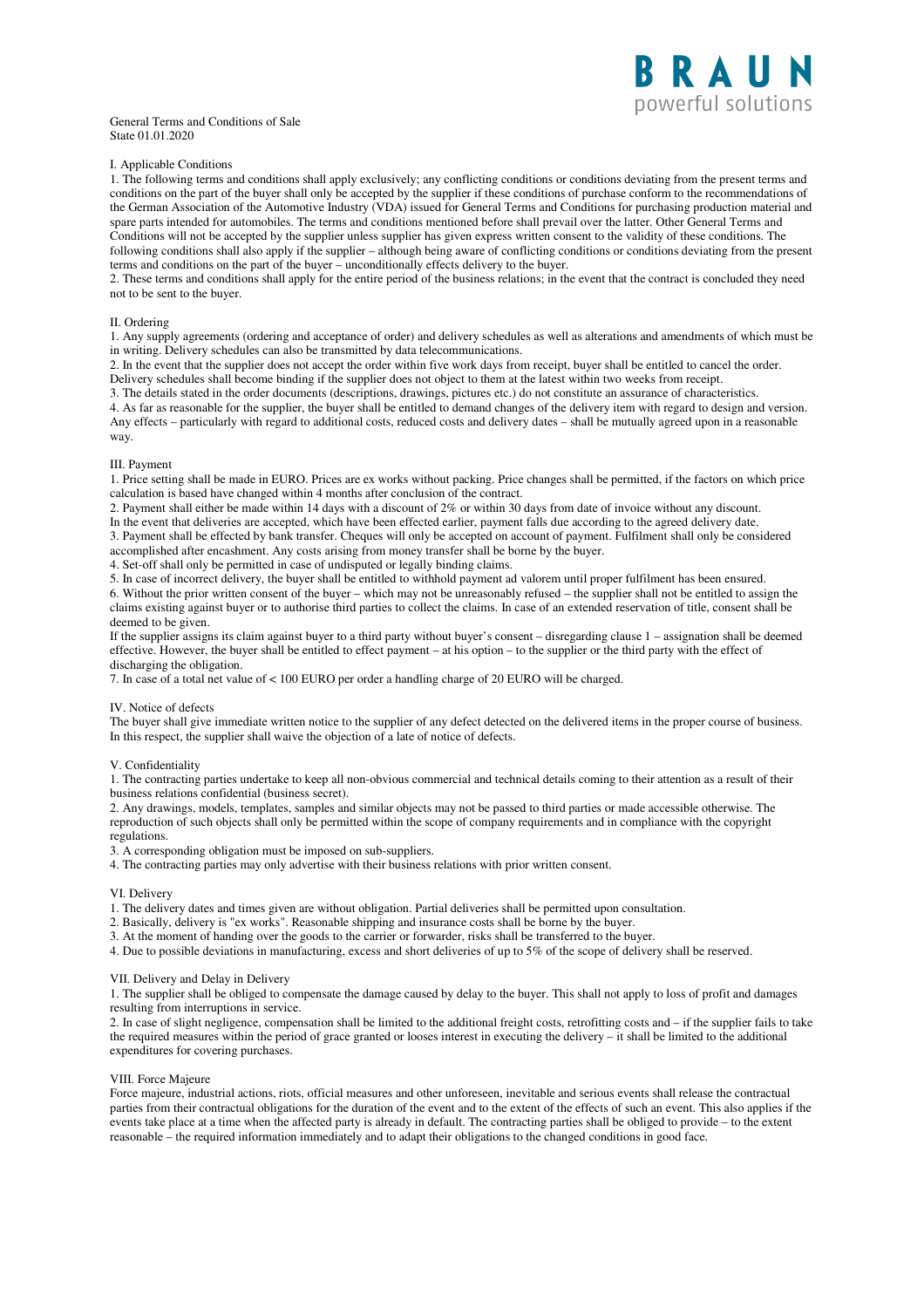BRAUN
powerful solutions

General Terms and Conditions of Sale
State 01.01.2020

## I. Applicable Conditions

1. The following terms and conditions shall apply exclusively; any conflicting conditions or conditions deviating from the present terms and conditions on the part of the buyer shall only be accepted by the supplier if these conditions of purchase conform to the recommendations of the German Association of the Automotive Industry (VDA) issued for General Terms and Conditions for purchasing production material and spare parts intended for automobiles. The terms and conditions mentioned before shall prevail over the latter. Other General Terms and Conditions will not be accepted by the supplier unless supplier has given express written consent to the validity of these conditions. The following conditions shall also apply if the supplier – although being aware of conflicting conditions or conditions deviating from the present terms and conditions on the part of the buyer – unconditionally effects delivery to the buyer.
2. These terms and conditions shall apply for the entire period of the business relations; in the event that the contract is concluded they need not to be sent to the buyer.

## II. Ordering

1. Any supply agreements (ordering and acceptance of order) and delivery schedules as well as alterations and amendments of which must be in writing. Delivery schedules can also be transmitted by data telecommunications.
2. In the event that the supplier does not accept the order within five work days from receipt, buyer shall be entitled to cancel the order. Delivery schedules shall become binding if the supplier does not object to them at the latest within two weeks from receipt.
3. The details stated in the order documents (descriptions, drawings, pictures etc.) do not constitute an assurance of characteristics.
4. As far as reasonable for the supplier, the buyer shall be entitled to demand changes of the delivery item with regard to design and version. Any effects – particularly with regard to additional costs, reduced costs and delivery dates – shall be mutually agreed upon in a reasonable way.

## III. Payment

1. Price setting shall be made in EURO. Prices are ex works without packing. Price changes shall be permitted, if the factors on which price calculation is based have changed within 4 months after conclusion of the contract.
2. Payment shall either be made within 14 days with a discount of 2% or within 30 days from date of invoice without any discount. In the event that deliveries are accepted, which have been effected earlier, payment falls due according to the agreed delivery date.
3. Payment shall be effected by bank transfer. Cheques will only be accepted on account of payment. Fulfilment shall only be considered accomplished after encashment. Any costs arising from money transfer shall be borne by the buyer.
4. Set-off shall only be permitted in case of undisputed or legally binding claims.
5. In case of incorrect delivery, the buyer shall be entitled to withhold payment ad valorem until proper fulfilment has been ensured.
6. Without the prior written consent of the buyer – which may not be unreasonably refused – the supplier shall not be entitled to assign the claims existing against buyer or to authorise third parties to collect the claims. In case of an extended reservation of title, consent shall be deemed to be given.
If the supplier assigns its claim against buyer to a third party without buyer's consent – disregarding clause 1 – assignation shall be deemed effective. However, the buyer shall be entitled to effect payment – at his option – to the supplier or the third party with the effect of discharging the obligation.
7. In case of a total net value of < 100 EURO per order a handling charge of 20 EURO will be charged.

## IV. Notice of defects

The buyer shall give immediate written notice to the supplier of any defect detected on the delivered items in the proper course of business. In this respect, the supplier shall waive the objection of a late of notice of defects.

## V. Confidentiality

1. The contracting parties undertake to keep all non-obvious commercial and technical details coming to their attention as a result of their business relations confidential (business secret).
2. Any drawings, models, templates, samples and similar objects may not be passed to third parties or made accessible otherwise. The reproduction of such objects shall only be permitted within the scope of company requirements and in compliance with the copyright regulations.
3. A corresponding obligation must be imposed on sub-suppliers.
4. The contracting parties may only advertise with their business relations with prior written consent.

## VI. Delivery

1. The delivery dates and times given are without obligation. Partial deliveries shall be permitted upon consultation.
2. Basically, delivery is "ex works". Reasonable shipping and insurance costs shall be borne by the buyer.
3. At the moment of handing over the goods to the carrier or forwarder, risks shall be transferred to the buyer.
4. Due to possible deviations in manufacturing, excess and short deliveries of up to 5% of the scope of delivery shall be reserved.

## VII. Delivery and Delay in Delivery

1. The supplier shall be obliged to compensate the damage caused by delay to the buyer. This shall not apply to loss of profit and damages resulting from interruptions in service.
2. In case of slight negligence, compensation shall be limited to the additional freight costs, retrofitting costs and – if the supplier fails to take the required measures within the period of grace granted or looses interest in executing the delivery – it shall be limited to the additional expenditures for covering purchases.

## VIII. Force Majeure

Force majeure, industrial actions, riots, official measures and other unforeseen, inevitable and serious events shall release the contractual parties from their contractual obligations for the duration of the event and to the extent of the effects of such an event. This also applies if the events take place at a time when the affected party is already in default. The contracting parties shall be obliged to provide – to the extent reasonable – the required information immediately and to adapt their obligations to the changed conditions in good face.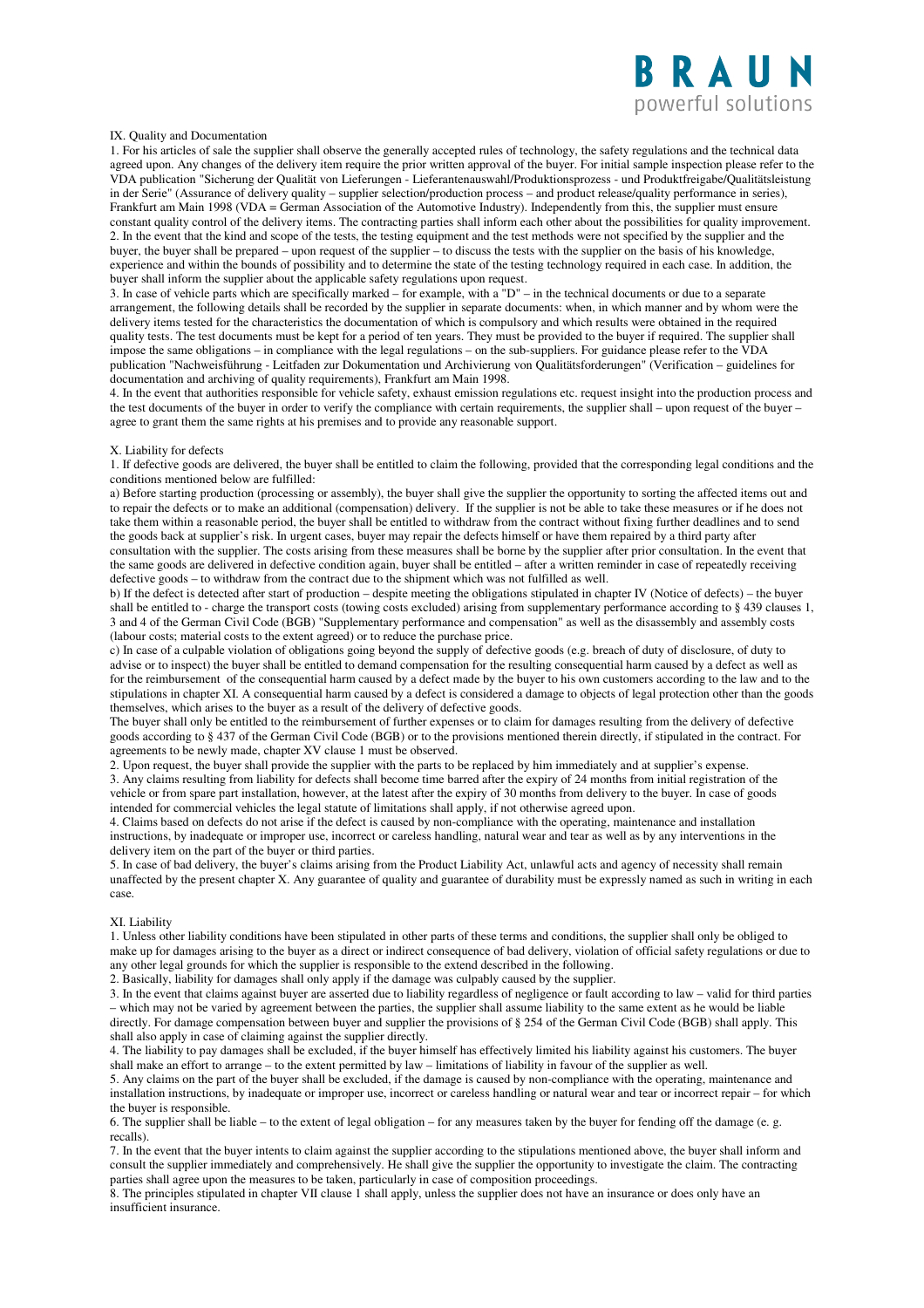## IX. Quality and Documentation

1. For his articles of sale the supplier shall observe the generally accepted rules of technology, the safety regulations and the technical data agreed upon. Any changes of the delivery item require the prior written approval of the buyer. For initial sample inspection please refer to the VDA publication "Sicherung der Qualität von Lieferungen - Lieferantenauswahl/Produktionsprozess - und Produktfreigabe/Qualitätsleistung in der Serie" (Assurance of delivery quality – supplier selection/production process – and product release/quality performance in series), Frankfurt am Main 1998 (VDA = German Association of the Automotive Industry). Independently from this, the supplier must ensure constant quality control of the delivery items. The contracting parties shall inform each other about the possibilities for quality improvement.
2. In the event that the kind and scope of the tests, the testing equipment and the test methods were not specified by the supplier and the buyer, the buyer shall be prepared – upon request of the supplier – to discuss the tests with the supplier on the basis of his knowledge, experience and within the bounds of possibility and to determine the state of the testing technology required in each case. In addition, the buyer shall inform the supplier about the applicable safety regulations upon request.
3. In case of vehicle parts which are specifically marked – for example, with a "D" – in the technical documents or due to a separate arrangement, the following details shall be recorded by the supplier in separate documents: when, in which manner and by whom were the delivery items tested for the characteristics the documentation of which is compulsory and which results were obtained in the required quality tests. The test documents must be kept for a period of ten years. They must be provided to the buyer if required. The supplier shall impose the same obligations – in compliance with the legal regulations – on the sub-suppliers. For guidance please refer to the VDA publication "Nachweisführung - Leitfaden zur Dokumentation und Archivierung von Qualitätsforderungen" (Verification – guidelines for documentation and archiving of quality requirements), Frankfurt am Main 1998.
4. In the event that authorities responsible for vehicle safety, exhaust emission regulations etc. request insight into the production process and the test documents of the buyer in order to verify the compliance with certain requirements, the supplier shall – upon request of the buyer – agree to grant them the same rights at his premises and to provide any reasonable support.

## X. Liability for defects

1. If defective goods are delivered, the buyer shall be entitled to claim the following, provided that the corresponding legal conditions and the conditions mentioned below are fulfilled:

a) Before starting production (processing or assembly), the buyer shall give the supplier the opportunity to sorting the affected items out and to repair the defects or to make an additional (compensation) delivery. If the supplier is not be able to take these measures or if he does not take them within a reasonable period, the buyer shall be entitled to withdraw from the contract without fixing further deadlines and to send the goods back at supplier's risk. In urgent cases, buyer may repair the defects himself or have them repaired by a third party after consultation with the supplier. The costs arising from these measures shall be borne by the supplier after prior consultation. In the event that the same goods are delivered in defective condition again, buyer shall be entitled – after a written reminder in case of repeatedly receiving defective goods – to withdraw from the contract due to the shipment which was not fulfilled as well.

b) If the defect is detected after start of production – despite meeting the obligations stipulated in chapter IV (Notice of defects) – the buyer shall be entitled to - charge the transport costs (towing costs excluded) arising from supplementary performance according to § 439 clauses 1, 3 and 4 of the German Civil Code (BGB) "Supplementary performance and compensation" as well as the disassembly and assembly costs (labour costs; material costs to the extent agreed) or to reduce the purchase price.

c) In case of a culpable violation of obligations going beyond the supply of defective goods (e.g. breach of duty of disclosure, of duty to advise or to inspect) the buyer shall be entitled to demand compensation for the resulting consequential harm caused by a defect as well as for the reimbursement of the consequential harm caused by a defect made by the buyer to his own customers according to the law and to the stipulations in chapter XI. A consequential harm caused by a defect is considered a damage to objects of legal protection other than the goods themselves, which arises to the buyer as a result of the delivery of defective goods.

The buyer shall only be entitled to the reimbursement of further expenses or to claim for damages resulting from the delivery of defective goods according to § 437 of the German Civil Code (BGB) or to the provisions mentioned therein directly, if stipulated in the contract. For agreements to be newly made, chapter XV clause 1 must be observed.

2. Upon request, the buyer shall provide the supplier with the parts to be replaced by him immediately and at supplier's expense.
3. Any claims resulting from liability for defects shall become time barred after the expiry of 24 months from initial registration of the vehicle or from spare part installation, however, at the latest after the expiry of 30 months from delivery to the buyer. In case of goods intended for commercial vehicles the legal statute of limitations shall apply, if not otherwise agreed upon.
4. Claims based on defects do not arise if the defect is caused by non-compliance with the operating, maintenance and installation instructions, by inadequate or improper use, incorrect or careless handling, natural wear and tear as well as by any interventions in the delivery item on the part of the buyer or third parties.
5. In case of bad delivery, the buyer's claims arising from the Product Liability Act, unlawful acts and agency of necessity shall remain unaffected by the present chapter X. Any guarantee of quality and guarantee of durability must be expressly named as such in writing in each case.

## XI. Liability

1. Unless other liability conditions have been stipulated in other parts of these terms and conditions, the supplier shall only be obliged to make up for damages arising to the buyer as a direct or indirect consequence of bad delivery, violation of official safety regulations or due to any other legal grounds for which the supplier is responsible to the extend described in the following.
2. Basically, liability for damages shall only apply if the damage was culpably caused by the supplier.
3. In the event that claims against buyer are asserted due to liability regardless of negligence or fault according to law – valid for third parties – which may not be varied by agreement between the parties, the supplier shall assume liability to the same extent as he would be liable directly. For damage compensation between buyer and supplier the provisions of § 254 of the German Civil Code (BGB) shall apply. This shall also apply in case of claiming against the supplier directly.
4. The liability to pay damages shall be excluded, if the buyer himself has effectively limited his liability against his customers. The buyer shall make an effort to arrange – to the extent permitted by law – limitations of liability in favour of the supplier as well.
5. Any claims on the part of the buyer shall be excluded, if the damage is caused by non-compliance with the operating, maintenance and installation instructions, by inadequate or improper use, incorrect or careless handling or natural wear and tear or incorrect repair – for which the buyer is responsible.
6. The supplier shall be liable – to the extent of legal obligation – for any measures taken by the buyer for fending off the damage (e. g. recalls).
7. In the event that the buyer intents to claim against the supplier according to the stipulations mentioned above, the buyer shall inform and consult the supplier immediately and comprehensively. He shall give the supplier the opportunity to investigate the claim. The contracting parties shall agree upon the measures to be taken, particularly in case of composition proceedings.
8. The principles stipulated in chapter VII clause 1 shall apply, unless the supplier does not have an insurance or does only have an insufficient insurance.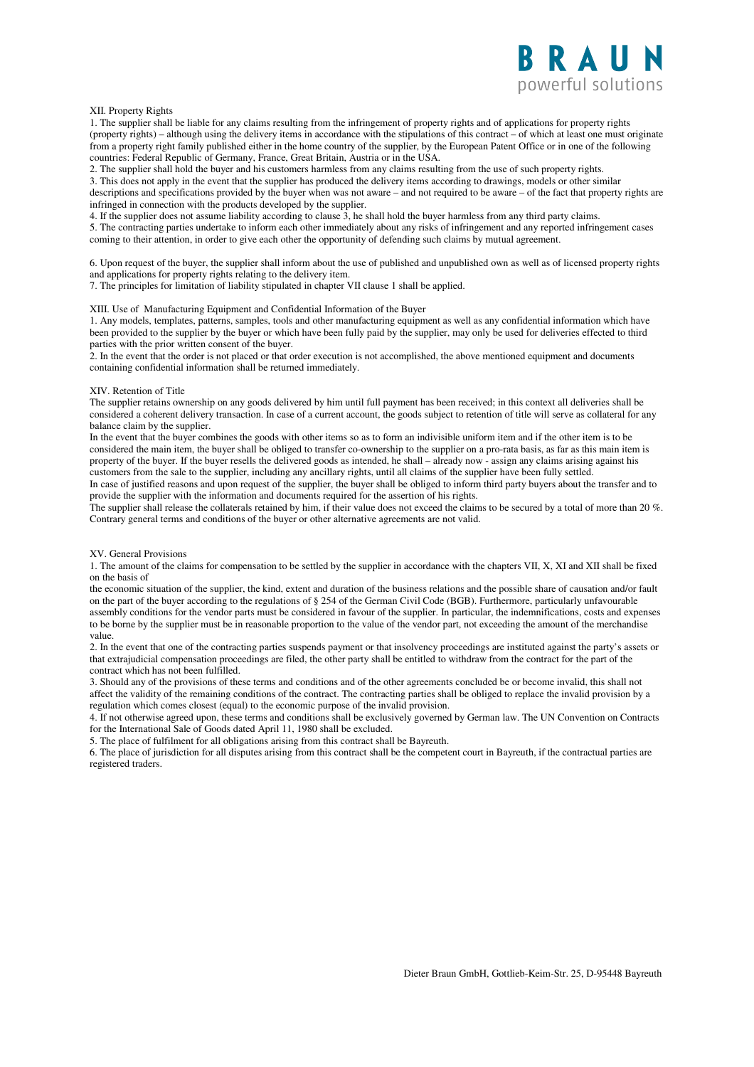XII. Property Rights

1. The supplier shall be liable for any claims resulting from the infringement of property rights and of applications for property rights (property rights) – although using the delivery items in accordance with the stipulations of this contract – of which at least one must originate from a property right family published either in the home country of the supplier, by the European Patent Office or in one of the following countries: Federal Republic of Germany, France, Great Britain, Austria or in the USA.
2. The supplier shall hold the buyer and his customers harmless from any claims resulting from the use of such property rights.
3. This does not apply in the event that the supplier has produced the delivery items according to drawings, models or other similar descriptions and specifications provided by the buyer when was not aware – and not required to be aware – of the fact that property rights are infringed in connection with the products developed by the supplier.
4. If the supplier does not assume liability according to clause 3, he shall hold the buyer harmless from any third party claims.
5. The contracting parties undertake to inform each other immediately about any risks of infringement and any reported infringement cases coming to their attention, in order to give each other the opportunity of defending such claims by mutual agreement.

6. Upon request of the buyer, the supplier shall inform about the use of published and unpublished own as well as of licensed property rights and applications for property rights relating to the delivery item.
7. The principles for limitation of liability stipulated in chapter VII clause 1 shall be applied.

XIII. Use of Manufacturing Equipment and Confidential Information of the Buyer

1. Any models, templates, patterns, samples, tools and other manufacturing equipment as well as any confidential information which have been provided to the supplier by the buyer or which have been fully paid by the supplier, may only be used for deliveries effected to third parties with the prior written consent of the buyer.
2. In the event that the order is not placed or that order execution is not accomplished, the above mentioned equipment and documents containing confidential information shall be returned immediately.

XIV. Retention of Title

The supplier retains ownership on any goods delivered by him until full payment has been received; in this context all deliveries shall be considered a coherent delivery transaction. In case of a current account, the goods subject to retention of title will serve as collateral for any balance claim by the supplier.

In the event that the buyer combines the goods with other items so as to form an indivisible uniform item and if the other item is to be considered the main item, the buyer shall be obliged to transfer co-ownership to the supplier on a pro-rata basis, as far as this main item is property of the buyer. If the buyer resells the delivered goods as intended, he shall – already now - assign any claims arising against his customers from the sale to the supplier, including any ancillary rights, until all claims of the supplier have been fully settled.

In case of justified reasons and upon request of the supplier, the buyer shall be obliged to inform third party buyers about the transfer and to provide the supplier with the information and documents required for the assertion of his rights.

The supplier shall release the collaterals retained by him, if their value does not exceed the claims to be secured by a total of more than 20 %.

Contrary general terms and conditions of the buyer or other alternative agreements are not valid.

XV. General Provisions

1. The amount of the claims for compensation to be settled by the supplier in accordance with the chapters VII, X, XI and XII shall be fixed on the basis of the economic situation of the supplier, the kind, extent and duration of the business relations and the possible share of causation and/or fault on the part of the buyer according to the regulations of § 254 of the German Civil Code (BGB). Furthermore, particularly unfavourable assembly conditions for the vendor parts must be considered in favour of the supplier. In particular, the indemnifications, costs and expenses to be borne by the supplier must be in reasonable proportion to the value of the vendor part, not exceeding the amount of the merchandise value.
2. In the event that one of the contracting parties suspends payment or that insolvency proceedings are instituted against the party's assets or that extrajudicial compensation proceedings are filed, the other party shall be entitled to withdraw from the contract for the part of the contract which has not been fulfilled.
3. Should any of the provisions of these terms and conditions and of the other agreements concluded be or become invalid, this shall not affect the validity of the remaining conditions of the contract. The contracting parties shall be obliged to replace the invalid provision by a regulation which comes closest (equal) to the economic purpose of the invalid provision.
4. If not otherwise agreed upon, these terms and conditions shall be exclusively governed by German law. The UN Convention on Contracts for the International Sale of Goods dated April 11, 1980 shall be excluded.
5. The place of fulfilment for all obligations arising from this contract shall be Bayreuth.
6. The place of jurisdiction for all disputes arising from this contract shall be the competent court in Bayreuth, if the contractual parties are registered traders.